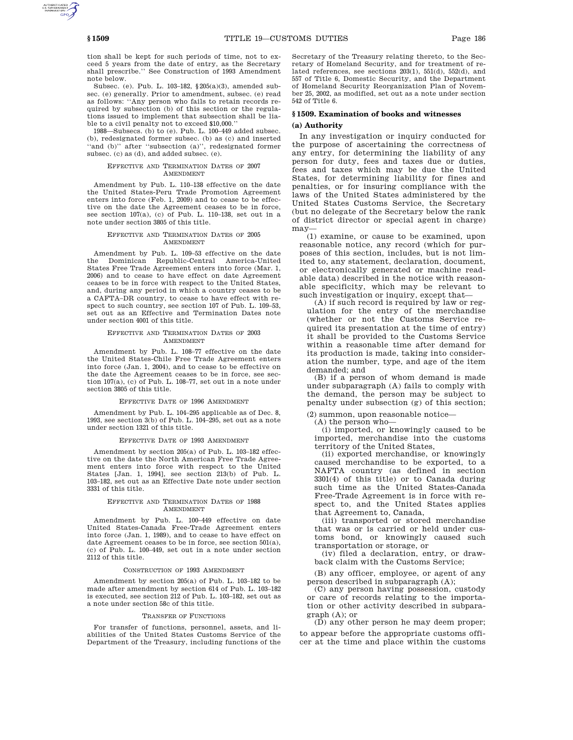tion shall be kept for such periods of time, not to exceed 5 years from the date of entry, as the Secretary shall prescribe.'' See Construction of 1993 Amendment note below.

Subsec. (e). Pub. L. 103–182, §205(a)(3), amended subsec. (e) generally. Prior to amendment, subsec. (e) read as follows: ''Any person who fails to retain records required by subsection (b) of this section or the regulations issued to implement that subsection shall be liable to a civil penalty not to exceed $10,000.''

1988—Subsecs. (b) to (e). Pub. L. 100–449 added subsec. (b), redesignated former subsec. (b) as (c) and inserted ''and (b)'' after ''subsection (a)'', redesignated former subsec. (c) as (d), and added subsec. (e).

EFFECTIVE AND TERMINATION DATES OF 2007 AMENDMENT

Amendment by Pub. L. 110–138 effective on the date the United States-Peru Trade Promotion Agreement enters into force (Feb. 1, 2009) and to cease to be effective on the date the Agreement ceases to be in force, see section 107(a), (c) of Pub. L. 110–138, set out in a note under section 3805 of this title.

EFFECTIVE AND TERMINATION DATES OF 2005 AMENDMENT

Amendment by Pub. L. 109–53 effective on the date the Dominican Republic-Central America-United States Free Trade Agreement enters into force (Mar. 1, 2006) and to cease to have effect on date Agreement ceases to be in force with respect to the United States, and, during any period in which a country ceases to be a CAFTA–DR country, to cease to have effect with respect to such country, see section 107 of Pub. L. 109–53, set out as an Effective and Termination Dates note under section 4001 of this title.

EFFECTIVE AND TERMINATION DATES OF 2003 AMENDMENT

Amendment by Pub. L. 108–77 effective on the date the United States-Chile Free Trade Agreement enters into force (Jan. 1, 2004), and to cease to be effective on the date the Agreement ceases to be in force, see section 107(a), (c) of Pub. L. 108–77, set out in a note under section 3805 of this title.

EFFECTIVE DATE OF 1996 AMENDMENT

Amendment by Pub. L. 104–295 applicable as of Dec. 8, 1993, see section 3(b) of Pub. L. 104–295, set out as a note under section 1321 of this title.

EFFECTIVE DATE OF 1993 AMENDMENT

Amendment by section 205(a) of Pub. L. 103–182 effective on the date the North American Free Trade Agreement enters into force with respect to the United States [Jan. 1, 1994], see section 213(b) of Pub. L. 103–182, set out as an Effective Date note under section 3331 of this title.

EFFECTIVE AND TERMINATION DATES OF 1988 AMENDMENT

Amendment by Pub. L. 100–449 effective on date United States-Canada Free-Trade Agreement enters into force (Jan. 1, 1989), and to cease to have effect on date Agreement ceases to be in force, see section 501(a), (c) of Pub. L. 100–449, set out in a note under section 2112 of this title.

CONSTRUCTION OF 1993 AMENDMENT

Amendment by section 205(a) of Pub. L. 103–182 to be made after amendment by section 614 of Pub. L. 103–182 is executed, see section 212 of Pub. L. 103–182, set out as a note under section 58c of this title.

TRANSFER OF FUNCTIONS

For transfer of functions, personnel, assets, and liabilities of the United States Customs Service of the Department of the Treasury, including functions of the Secretary of the Treasury relating thereto, to the Secretary of Homeland Security, and for treatment of related references, see sections 203(1), 551(d), 552(d), and 557 of Title 6, Domestic Security, and the Department of Homeland Security Reorganization Plan of November 25, 2002, as modified, set out as a note under section 542 of Title 6.

## §1509. Examination of books and witnesses

### (a) Authority

In any investigation or inquiry conducted for the purpose of ascertaining the correctness of any entry, for determining the liability of any person for duty, fees and taxes due or duties, fees and taxes which may be due the United States, for determining liability for fines and penalties, or for insuring compliance with the laws of the United States administered by the United States Customs Service, the Secretary (but no delegate of the Secretary below the rank of district director or special agent in charge) may—

(1) examine, or cause to be examined, upon reasonable notice, any record (which for purposes of this section, includes, but is not limited to, any statement, declaration, document, or electronically generated or machine readable data) described in the notice with reasonable specificity, which may be relevant to such investigation or inquiry, except that—

(A) if such record is required by law or regulation for the entry of the merchandise (whether or not the Customs Service required its presentation at the time of entry) it shall be provided to the Customs Service within a reasonable time after demand for its production is made, taking into consideration the number, type, and age of the item demanded; and

(B) if a person of whom demand is made under subparagraph (A) fails to comply with the demand, the person may be subject to penalty under subsection (g) of this section;

(2) summon, upon reasonable notice—

(A) the person who—

(i) imported, or knowingly caused to be imported, merchandise into the customs territory of the United States,

(ii) exported merchandise, or knowingly caused merchandise to be exported, to a NAFTA country (as defined in section 3301(4) of this title) or to Canada during such time as the United States-Canada Free-Trade Agreement is in force with respect to, and the United States applies that Agreement to, Canada,

(iii) transported or stored merchandise that was or is carried or held under customs bond, or knowingly caused such transportation or storage, or

(iv) filed a declaration, entry, or drawback claim with the Customs Service;

(B) any officer, employee, or agent of any person described in subparagraph (A);

(C) any person having possession, custody or care of records relating to the importation or other activity described in subparagraph (A); or

(D) any other person he may deem proper;

to appear before the appropriate customs officer at the time and place within the customs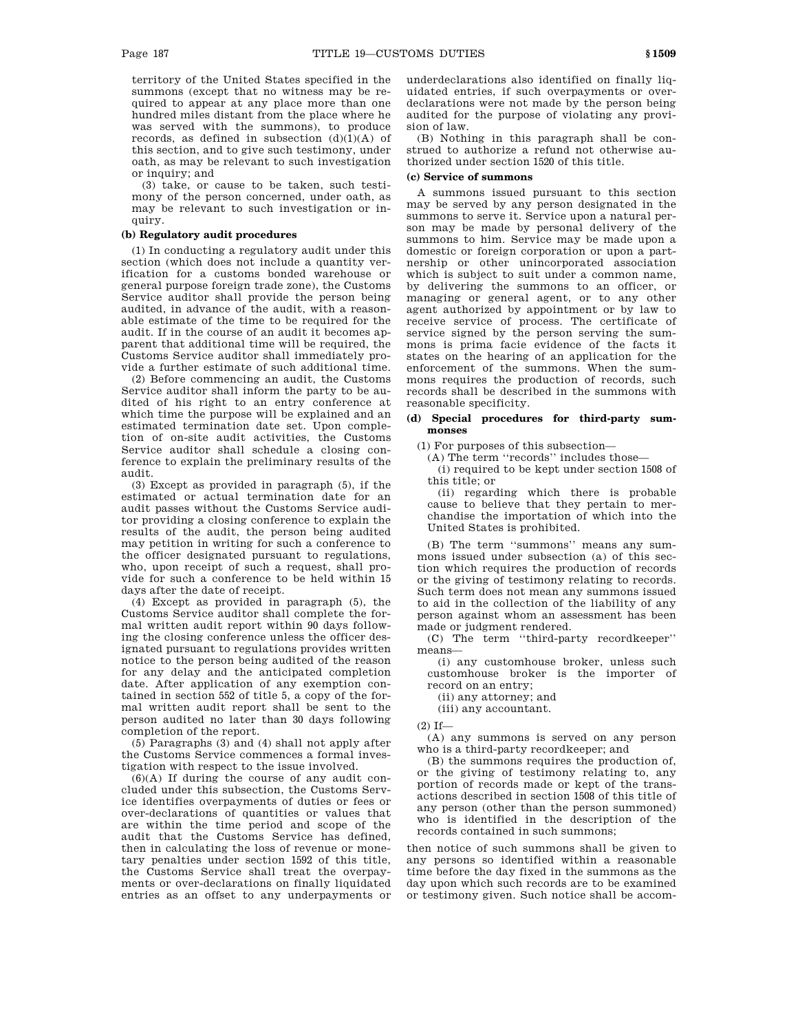territory of the United States specified in the summons (except that no witness may be required to appear at any place more than one hundred miles distant from the place where he was served with the summons), to produce records, as defined in subsection (d)(1)(A) of this section, and to give such testimony, under oath, as may be relevant to such investigation or inquiry; and

(3) take, or cause to be taken, such testimony of the person concerned, under oath, as may be relevant to such investigation or inquiry.

**(b) Regulatory audit procedures**

(1) In conducting a regulatory audit under this section (which does not include a quantity verification for a customs bonded warehouse or general purpose foreign trade zone), the Customs Service auditor shall provide the person being audited, in advance of the audit, with a reasonable estimate of the time to be required for the audit. If in the course of an audit it becomes apparent that additional time will be required, the Customs Service auditor shall immediately provide a further estimate of such additional time.

(2) Before commencing an audit, the Customs Service auditor shall inform the party to be audited of his right to an entry conference at which time the purpose will be explained and an estimated termination date set. Upon completion of on-site audit activities, the Customs Service auditor shall schedule a closing conference to explain the preliminary results of the audit.

(3) Except as provided in paragraph (5), if the estimated or actual termination date for an audit passes without the Customs Service auditor providing a closing conference to explain the results of the audit, the person being audited may petition in writing for such a conference to the officer designated pursuant to regulations, who, upon receipt of such a request, shall provide for such a conference to be held within 15 days after the date of receipt.

(4) Except as provided in paragraph (5), the Customs Service auditor shall complete the formal written audit report within 90 days following the closing conference unless the officer designated pursuant to regulations provides written notice to the person being audited of the reason for any delay and the anticipated completion date. After application of any exemption contained in section 552 of title 5, a copy of the formal written audit report shall be sent to the person audited no later than 30 days following completion of the report.

(5) Paragraphs (3) and (4) shall not apply after the Customs Service commences a formal investigation with respect to the issue involved.

(6)(A) If during the course of any audit concluded under this subsection, the Customs Service identifies overpayments of duties or fees or over-declarations of quantities or values that are within the time period and scope of the audit that the Customs Service has defined, then in calculating the loss of revenue or monetary penalties under section 1592 of this title, the Customs Service shall treat the overpayments or over-declarations on finally liquidated entries as an offset to any underpayments or underdeclarations also identified on finally liquidated entries, if such overpayments or over-declarations were not made by the person being audited for the purpose of violating any provision of law.

(B) Nothing in this paragraph shall be construed to authorize a refund not otherwise authorized under section 1520 of this title.

**(c) Service of summons**

A summons issued pursuant to this section may be served by any person designated in the summons to serve it. Service upon a natural person may be made by personal delivery of the summons to him. Service may be made upon a domestic or foreign corporation or upon a partnership or other unincorporated association which is subject to suit under a common name, by delivering the summons to an officer, or managing or general agent, or to any other agent authorized by appointment or by law to receive service of process. The certificate of service signed by the person serving the summons is prima facie evidence of the facts it states on the hearing of an application for the enforcement of the summons. When the summons requires the production of records, such records shall be described in the summons with reasonable specificity.

**(d) Special procedures for third-party summonses**

(1) For purposes of this subsection—

(A) The term "records" includes those—

(i) required to be kept under section 1508 of this title; or

(ii) regarding which there is probable cause to believe that they pertain to merchandise the importation of which into the United States is prohibited.

(B) The term "summons" means any summons issued under subsection (a) of this section which requires the production of records or the giving of testimony relating to records. Such term does not mean any summons issued to aid in the collection of the liability of any person against whom an assessment has been made or judgment rendered.

(C) The term "third-party recordkeeper" means—

(i) any customhouse broker, unless such customhouse broker is the importer of record on an entry;

(ii) any attorney; and

(iii) any accountant.

(2) If—

(A) any summons is served on any person who is a third-party recordkeeper; and

(B) the summons requires the production of, or the giving of testimony relating to, any portion of records made or kept of the transactions described in section 1508 of this title of any person (other than the person summoned) who is identified in the description of the records contained in such summons;

then notice of such summons shall be given to any persons so identified within a reasonable time before the day fixed in the summons as the day upon which such records are to be examined or testimony given. Such notice shall be accom-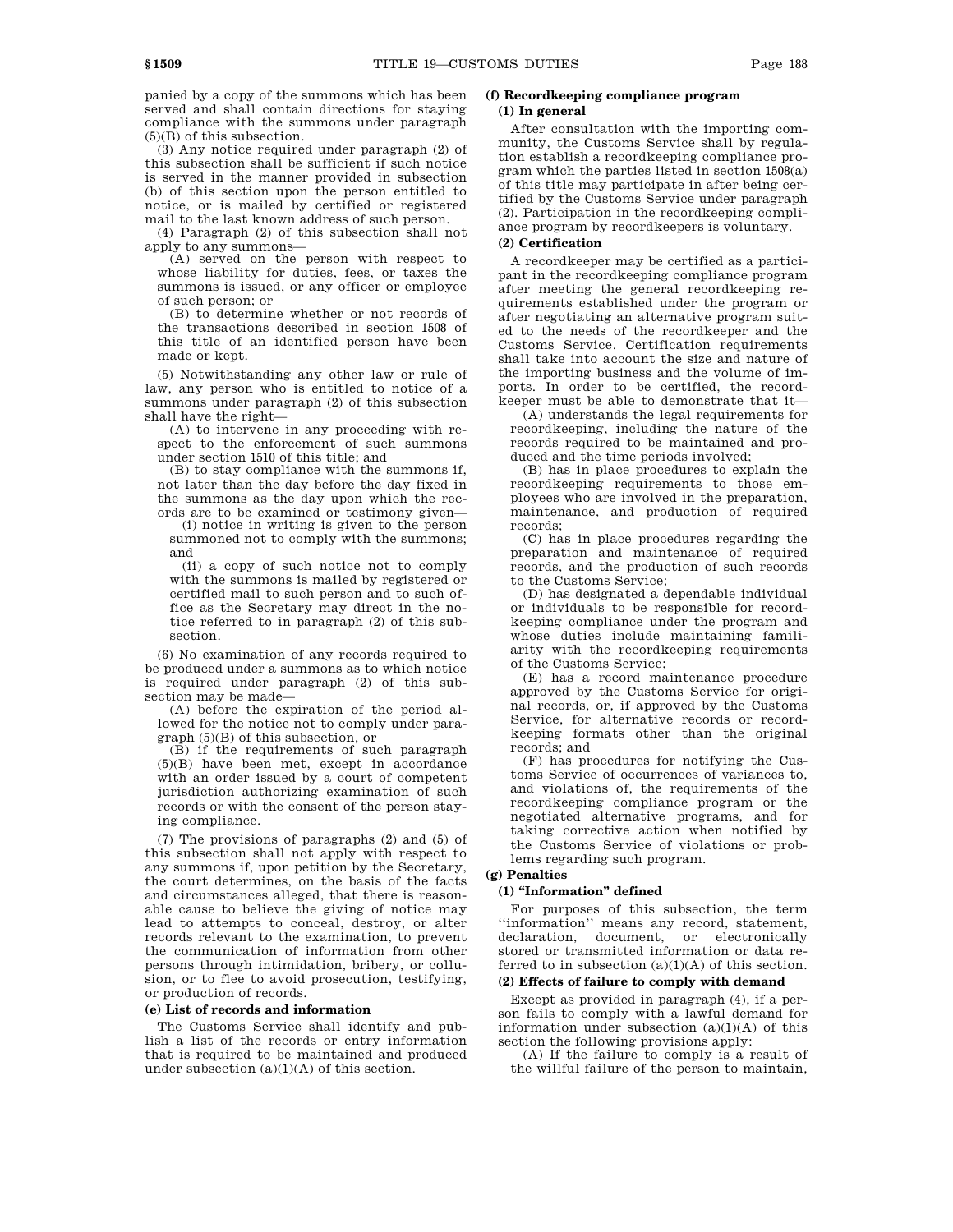panied by a copy of the summons which has been served and shall contain directions for staying compliance with the summons under paragraph (5)(B) of this subsection.

(3) Any notice required under paragraph (2) of this subsection shall be sufficient if such notice is served in the manner provided in subsection (b) of this section upon the person entitled to notice, or is mailed by certified or registered mail to the last known address of such person.

(4) Paragraph (2) of this subsection shall not apply to any summons—

(A) served on the person with respect to whose liability for duties, fees, or taxes the summons is issued, or any officer or employee of such person; or

(B) to determine whether or not records of the transactions described in section 1508 of this title of an identified person have been made or kept.

(5) Notwithstanding any other law or rule of law, any person who is entitled to notice of a summons under paragraph (2) of this subsection shall have the right—

(A) to intervene in any proceeding with respect to the enforcement of such summons under section 1510 of this title; and

(B) to stay compliance with the summons if, not later than the day before the day fixed in the summons as the day upon which the records are to be examined or testimony given—

(i) notice in writing is given to the person summoned not to comply with the summons; and

(ii) a copy of such notice not to comply with the summons is mailed by registered or certified mail to such person and to such office as the Secretary may direct in the notice referred to in paragraph (2) of this subsection.

(6) No examination of any records required to be produced under a summons as to which notice is required under paragraph (2) of this subsection may be made—

(A) before the expiration of the period allowed for the notice not to comply under paragraph (5)(B) of this subsection, or

(B) if the requirements of such paragraph (5)(B) have been met, except in accordance with an order issued by a court of competent jurisdiction authorizing examination of such records or with the consent of the person staying compliance.

(7) The provisions of paragraphs (2) and (5) of this subsection shall not apply with respect to any summons if, upon petition by the Secretary, the court determines, on the basis of the facts and circumstances alleged, that there is reasonable cause to believe the giving of notice may lead to attempts to conceal, destroy, or alter records relevant to the examination, to prevent the communication of information from other persons through intimidation, bribery, or collusion, or to flee to avoid prosecution, testifying, or production of records.

**(e) List of records and information**

The Customs Service shall identify and publish a list of the records or entry information that is required to be maintained and produced under subsection (a)(1)(A) of this section.

**(f) Recordkeeping compliance program**

**(1) In general**

After consultation with the importing community, the Customs Service shall by regulation establish a recordkeeping compliance program which the parties listed in section 1508(a) of this title may participate in after being certified by the Customs Service under paragraph (2). Participation in the recordkeeping compliance program by recordkeepers is voluntary.

**(2) Certification**

A recordkeeper may be certified as a participant in the recordkeeping compliance program after meeting the general recordkeeping requirements established under the program or after negotiating an alternative program suited to the needs of the recordkeeper and the Customs Service. Certification requirements shall take into account the size and nature of the importing business and the volume of imports. In order to be certified, the recordkeeper must be able to demonstrate that it—

(A) understands the legal requirements for recordkeeping, including the nature of the records required to be maintained and produced and the time periods involved;

(B) has in place procedures to explain the recordkeeping requirements to those employees who are involved in the preparation, maintenance, and production of required records;

(C) has in place procedures regarding the preparation and maintenance of required records, and the production of such records to the Customs Service;

(D) has designated a dependable individual or individuals to be responsible for recordkeeping compliance under the program and whose duties include maintaining familiarity with the recordkeeping requirements of the Customs Service;

(E) has a record maintenance procedure approved by the Customs Service for original records, or, if approved by the Customs Service, for alternative records or recordkeeping formats other than the original records; and

(F) has procedures for notifying the Customs Service of occurrences of variances to, and violations of, the requirements of the recordkeeping compliance program or the negotiated alternative programs, and for taking corrective action when notified by the Customs Service of violations or problems regarding such program.

**(g) Penalties**

**(1) "Information" defined**

For purposes of this subsection, the term ''information'' means any record, statement, declaration, document, or electronically stored or transmitted information or data referred to in subsection (a)(1)(A) of this section.

**(2) Effects of failure to comply with demand**

Except as provided in paragraph (4), if a person fails to comply with a lawful demand for information under subsection (a)(1)(A) of this section the following provisions apply:

(A) If the failure to comply is a result of the willful failure of the person to maintain,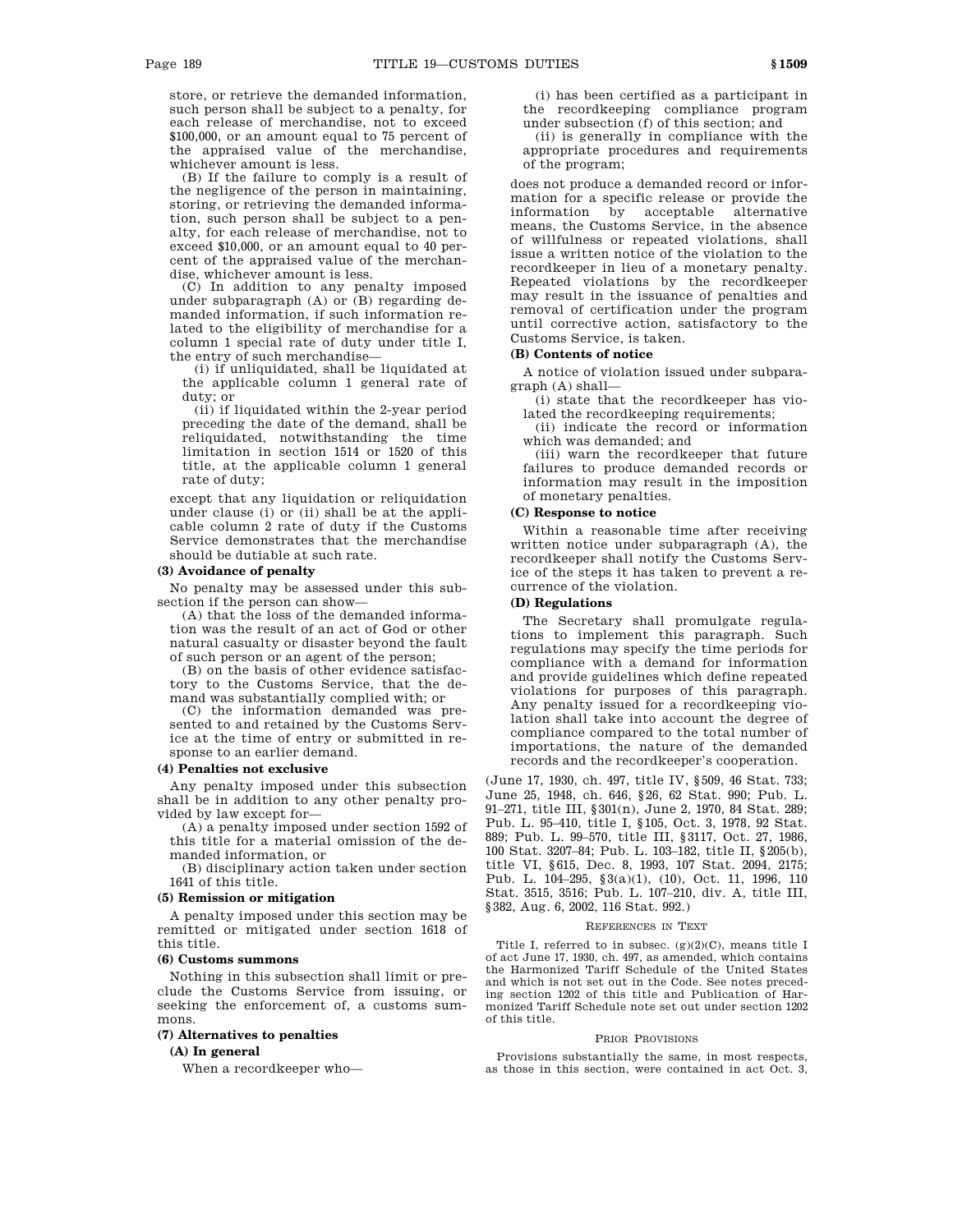store, or retrieve the demanded information, such person shall be subject to a penalty, for each release of merchandise, not to exceed $100,000, or an amount equal to 75 percent of the appraised value of the merchandise, whichever amount is less.

(B) If the failure to comply is a result of the negligence of the person in maintaining, storing, or retrieving the demanded information, such person shall be subject to a penalty, for each release of merchandise, not to exceed $10,000, or an amount equal to 40 percent of the appraised value of the merchandise, whichever amount is less.

(C) In addition to any penalty imposed under subparagraph (A) or (B) regarding demanded information, if such information related to the eligibility of merchandise for a column 1 special rate of duty under title I, the entry of such merchandise—

(i) if unliquidated, shall be liquidated at the applicable column 1 general rate of duty; or

(ii) if liquidated within the 2-year period preceding the date of the demand, shall be reliquidated, notwithstanding the time limitation in section 1514 or 1520 of this title, at the applicable column 1 general rate of duty;

except that any liquidation or reliquidation under clause (i) or (ii) shall be at the applicable column 2 rate of duty if the Customs Service demonstrates that the merchandise should be dutiable at such rate.

**(3) Avoidance of penalty**

No penalty may be assessed under this subsection if the person can show—

(A) that the loss of the demanded information was the result of an act of God or other natural casualty or disaster beyond the fault of such person or an agent of the person;

(B) on the basis of other evidence satisfactory to the Customs Service, that the demand was substantially complied with; or

(C) the information demanded was presented to and retained by the Customs Service at the time of entry or submitted in response to an earlier demand.

**(4) Penalties not exclusive**

Any penalty imposed under this subsection shall be in addition to any other penalty provided by law except for—

(A) a penalty imposed under section 1592 of this title for a material omission of the demanded information, or

(B) disciplinary action taken under section 1641 of this title.

**(5) Remission or mitigation**

A penalty imposed under this section may be remitted or mitigated under section 1618 of this title.

**(6) Customs summons**

Nothing in this subsection shall limit or preclude the Customs Service from issuing, or seeking the enforcement of, a customs summons.

**(7) Alternatives to penalties**

**(A) In general**

When a recordkeeper who—

(i) has been certified as a participant in the recordkeeping compliance program under subsection (f) of this section; and

(ii) is generally in compliance with the appropriate procedures and requirements of the program;

does not produce a demanded record or information for a specific release or provide the information by acceptable alternative means, the Customs Service, in the absence of willfulness or repeated violations, shall issue a written notice of the violation to the recordkeeper in lieu of a monetary penalty. Repeated violations by the recordkeeper may result in the issuance of penalties and removal of certification under the program until corrective action, satisfactory to the Customs Service, is taken.

**(B) Contents of notice**

A notice of violation issued under subparagraph (A) shall—

(i) state that the recordkeeper has violated the recordkeeping requirements;

(ii) indicate the record or information which was demanded; and

(iii) warn the recordkeeper that future failures to produce demanded records or information may result in the imposition of monetary penalties.

**(C) Response to notice**

Within a reasonable time after receiving written notice under subparagraph (A), the recordkeeper shall notify the Customs Service of the steps it has taken to prevent a recurrence of the violation.

**(D) Regulations**

The Secretary shall promulgate regulations to implement this paragraph. Such regulations may specify the time periods for compliance with a demand for information and provide guidelines which define repeated violations for purposes of this paragraph. Any penalty issued for a recordkeeping violation shall take into account the degree of compliance compared to the total number of importations, the nature of the demanded records and the recordkeeper's cooperation.

(June 17, 1930, ch. 497, title IV, §509, 46 Stat. 733; June 25, 1948, ch. 646, §26, 62 Stat. 990; Pub. L. 91–271, title III, §301(n), June 2, 1970, 84 Stat. 289; Pub. L. 95–410, title I, §105, Oct. 3, 1978, 92 Stat. 889; Pub. L. 99–570, title III, §3117, Oct. 27, 1986, 100 Stat. 3207–84; Pub. L. 103–182, title II, §205(b), title VI, §615, Dec. 8, 1993, 107 Stat. 2094, 2175; Pub. L. 104–295, §3(a)(1), (10), Oct. 11, 1996, 110 Stat. 3515, 3516; Pub. L. 107–210, div. A, title III, §382, Aug. 6, 2002, 116 Stat. 992.)

REFERENCES IN TEXT

Title I, referred to in subsec. (g)(2)(C), means title I of act June 17, 1930, ch. 497, as amended, which contains the Harmonized Tariff Schedule of the United States and which is not set out in the Code. See notes preceding section 1202 of this title and Publication of Harmonized Tariff Schedule note set out under section 1202 of this title.

PRIOR PROVISIONS

Provisions substantially the same, in most respects, as those in this section, were contained in act Oct. 3,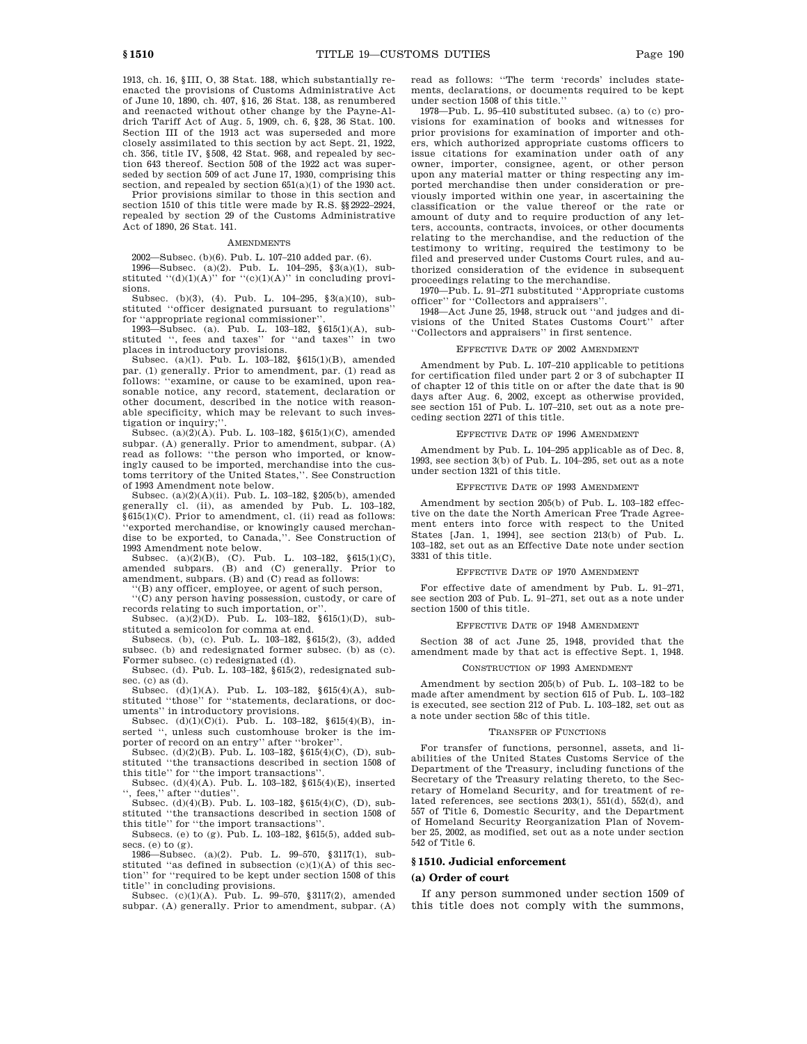1913, ch. 16, §III, O, 38 Stat. 188, which substantially reenacted the provisions of Customs Administrative Act of June 10, 1890, ch. 407, §16, 26 Stat. 138, as renumbered and reenacted without other change by the Payne-Aldrich Tariff Act of Aug. 5, 1909, ch. 6, §28, 36 Stat. 100. Section III of the 1913 act was superseded and more closely assimilated to this section by act Sept. 21, 1922, ch. 356, title IV, §508, 42 Stat. 968, and repealed by section 643 thereof. Section 508 of the 1922 act was superseded by section 509 of act June 17, 1930, comprising this section, and repealed by section 651(a)(1) of the 1930 act.

Prior provisions similar to those in this section and section 1510 of this title were made by R.S. §§2922–2924, repealed by section 29 of the Customs Administrative Act of 1890, 26 Stat. 141.

AMENDMENTS

2002—Subsec. (b)(6). Pub. L. 107–210 added par. (6).

1996—Subsec. (a)(2). Pub. L. 104–295, §3(a)(1), substituted "(d)(1)(A)" for "(c)(1)(A)" in concluding provisions.

Subsec. (b)(3), (4). Pub. L. 104–295, §3(a)(10), substituted "officer designated pursuant to regulations" for "appropriate regional commissioner".

1993—Subsec. (a). Pub. L. 103–182, §615(1)(A), substituted ", fees and taxes" for "and taxes" in two places in introductory provisions.

Subsec. (a)(1). Pub. L. 103–182, §615(1)(B), amended par. (1) generally. Prior to amendment, par. (1) read as follows: "examine, or cause to be examined, upon reasonable notice, any record, statement, declaration or other document, described in the notice with reasonable specificity, which may be relevant to such investigation or inquiry;".

Subsec. (a)(2)(A). Pub. L. 103–182, §615(1)(C), amended subpar. (A) generally. Prior to amendment, subpar. (A) read as follows: "the person who imported, or knowingly caused to be imported, merchandise into the customs territory of the United States,". See Construction of 1993 Amendment note below.

Subsec. (a)(2)(A)(ii). Pub. L. 103–182, §205(b), amended generally cl. (ii), as amended by Pub. L. 103–182, §615(1)(C). Prior to amendment, cl. (ii) read as follows: "exported merchandise, or knowingly caused merchandise to be exported, to Canada,". See Construction of 1993 Amendment note below.

Subsec. (a)(2)(B), (C). Pub. L. 103–182, §615(1)(C), amended subpars. (B) and (C) generally. Prior to amendment, subpars. (B) and (C) read as follows:

"(B) any officer, employee, or agent of such person,

"(C) any person having possession, custody, or care of records relating to such importation, or".

Subsec. (a)(2)(D). Pub. L. 103–182, §615(1)(D), substituted a semicolon for comma at end.

Subsecs. (b), (c). Pub. L. 103–182, §615(2), (3), added subsec. (b) and redesignated former subsec. (b) as (c). Former subsec. (c) redesignated (d).

Subsec. (d). Pub. L. 103–182, §615(2), redesignated subsec. (c) as (d).

Subsec. (d)(1)(A). Pub. L. 103–182, §615(4)(A), substituted "those" for "statements, declarations, or documents" in introductory provisions.

Subsec. (d)(1)(C)(i). Pub. L. 103–182, §615(4)(B), inserted ", unless such customhouse broker is the importer of record on an entry" after "broker".

Subsec. (d)(2)(B). Pub. L. 103–182, §615(4)(C), (D), substituted "the transactions described in section 1508 of this title" for "the import transactions".

Subsec. (d)(4)(A). Pub. L. 103–182, §615(4)(E), inserted ", fees," after "duties".

Subsec. (d)(4)(B). Pub. L. 103–182, §615(4)(C), (D), substituted "the transactions described in section 1508 of this title" for "the import transactions".

Subsecs. (e) to (g). Pub. L. 103–182, §615(5), added subsecs. (e) to (g).

1986—Subsec. (a)(2). Pub. L. 99–570, §3117(1), substituted "as defined in subsection (c)(1)(A) of this section" for "required to be kept under section 1508 of this title" in concluding provisions.

Subsec. (c)(1)(A). Pub. L. 99–570, §3117(2), amended subpar. (A) generally. Prior to amendment, subpar. (A) read as follows: "The term 'records' includes statements, declarations, or documents required to be kept under section 1508 of this title."

1978—Pub. L. 95–410 substituted subsec. (a) to (c) provisions for examination of books and witnesses for prior provisions for examination of importer and others, which authorized appropriate customs officers to issue citations for examination under oath of any owner, importer, consignee, agent, or other person upon any material matter or thing respecting any imported merchandise then under consideration or previously imported within one year, in ascertaining the classification or the value thereof or the rate or amount of duty and to require production of any letters, accounts, contracts, invoices, or other documents relating to the merchandise, and the reduction of the testimony to writing, required the testimony to be filed and preserved under Customs Court rules, and authorized consideration of the evidence in subsequent proceedings relating to the merchandise.

1970—Pub. L. 91–271 substituted "Appropriate customs officer" for "Collectors and appraisers".

1948—Act June 25, 1948, struck out "and judges and divisions of the United States Customs Court" after "Collectors and appraisers" in first sentence.

EFFECTIVE DATE OF 2002 AMENDMENT

Amendment by Pub. L. 107–210 applicable to petitions for certification filed under part 2 or 3 of subchapter II of chapter 12 of this title on or after the date that is 90 days after Aug. 6, 2002, except as otherwise provided, see section 151 of Pub. L. 107–210, set out as a note preceding section 2271 of this title.

EFFECTIVE DATE OF 1996 AMENDMENT

Amendment by Pub. L. 104–295 applicable as of Dec. 8, 1993, see section 3(b) of Pub. L. 104–295, set out as a note under section 1321 of this title.

EFFECTIVE DATE OF 1993 AMENDMENT

Amendment by section 205(b) of Pub. L. 103–182 effective on the date the North American Free Trade Agreement enters into force with respect to the United States [Jan. 1, 1994], see section 213(b) of Pub. L. 103–182, set out as an Effective Date note under section 3331 of this title.

EFFECTIVE DATE OF 1970 AMENDMENT

For effective date of amendment by Pub. L. 91–271, see section 203 of Pub. L. 91–271, set out as a note under section 1500 of this title.

EFFECTIVE DATE OF 1948 AMENDMENT

Section 38 of act June 25, 1948, provided that the amendment made by that act is effective Sept. 1, 1948.

CONSTRUCTION OF 1993 AMENDMENT

Amendment by section 205(b) of Pub. L. 103–182 to be made after amendment by section 615 of Pub. L. 103–182 is executed, see section 212 of Pub. L. 103–182, set out as a note under section 58c of this title.

TRANSFER OF FUNCTIONS

For transfer of functions, personnel, assets, and liabilities of the United States Customs Service of the Department of the Treasury, including functions of the Secretary of the Treasury relating thereto, to the Secretary of Homeland Security, and for treatment of related references, see sections 203(1), 551(d), 552(d), and 557 of Title 6, Domestic Security, and the Department of Homeland Security Reorganization Plan of November 25, 2002, as modified, set out as a note under section 542 of Title 6.

## §1510. Judicial enforcement

### (a) Order of court

If any person summoned under section 1509 of this title does not comply with the summons,